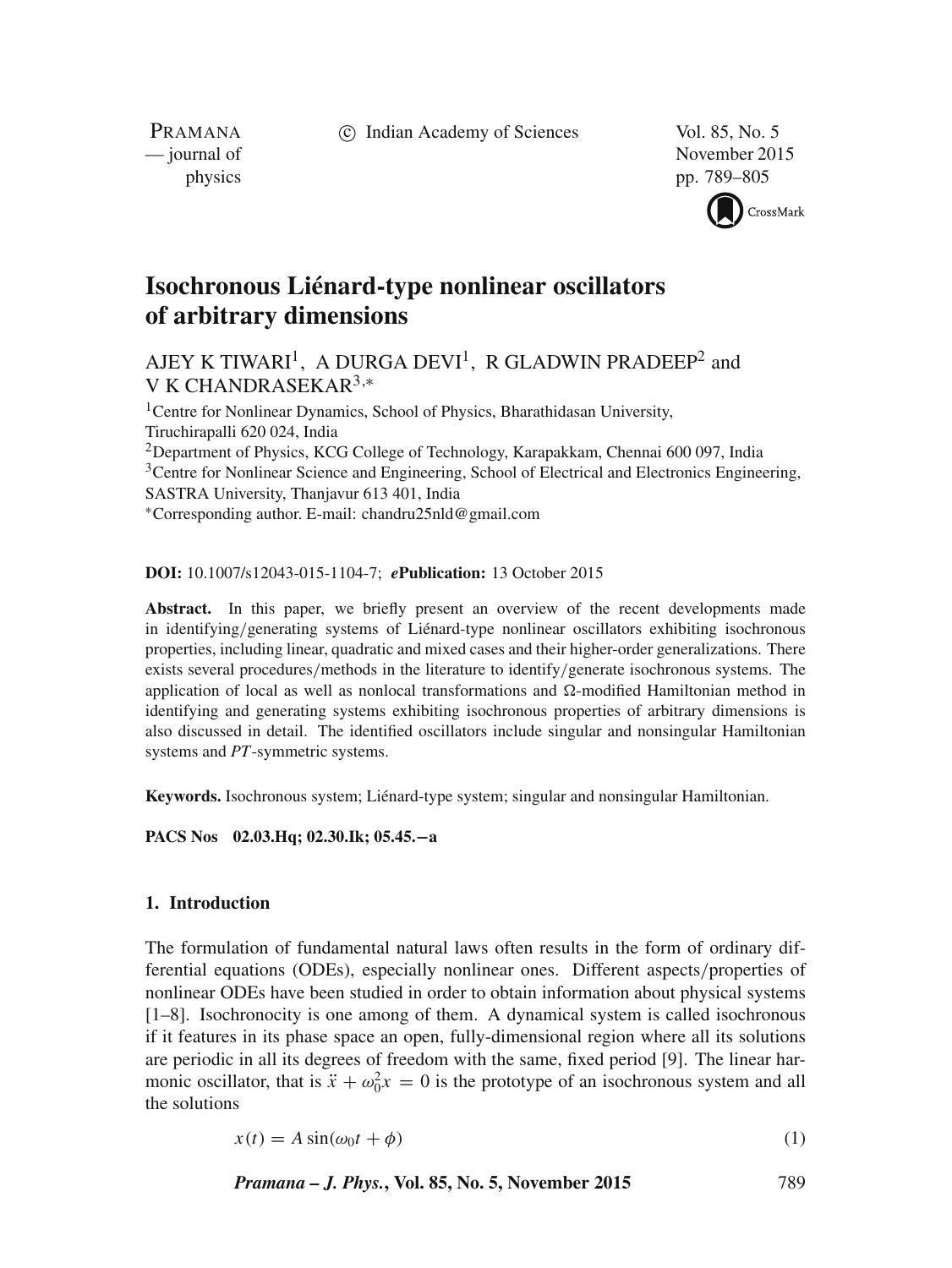# Isochronous Liénard-type nonlinear oscillators of arbitrary dimensions

AJEY K TIWARI[1], A DURGA DEVI[1], R GLADWIN PRADEEP[2] and V K CHANDRASEKAR[3,*]

[1]Centre for Nonlinear Dynamics, School of Physics, Bharathidasan University, Tiruchirapalli 620 024, India
[2]Department of Physics, KCG College of Technology, Karapakkam, Chennai 600 097, India
[3]Centre for Nonlinear Science and Engineering, School of Electrical and Electronics Engineering, SASTRA University, Thanjavur 613 401, India
[*]Corresponding author. E-mail: chandru25nld@gmail.com

**DOI:** 10.1007/s12043-015-1104-7; ***e*Publication:** 13 October 2015

**Abstract.** In this paper, we briefly present an overview of the recent developments made in identifying/generating systems of Liénard-type nonlinear oscillators exhibiting isochronous properties, including linear, quadratic and mixed cases and their higher-order generalizations. There exists several procedures/methods in the literature to identify/generate isochronous systems. The application of local as well as nonlocal transformations and Ω-modified Hamiltonian method in identifying and generating systems exhibiting isochronous properties of arbitrary dimensions is also discussed in detail. The identified oscillators include singular and nonsingular Hamiltonian systems and *PT*-symmetric systems.

**Keywords.** Isochronous system; Liénard-type system; singular and nonsingular Hamiltonian.

**PACS Nos** **02.03.Hq; 02.30.Ik; 05.45.−a**

## 1. Introduction

The formulation of fundamental natural laws often results in the form of ordinary differential equations (ODEs), especially nonlinear ones. Different aspects/properties of nonlinear ODEs have been studied in order to obtain information about physical systems [1–8]. Isochronocity is one among of them. A dynamical system is called isochronous if it features in its phase space an open, fully-dimensional region where all its solutions are periodic in all its degrees of freedom with the same, fixed period [9]. The linear harmonic oscillator, that is $\ddot{x} + \omega_0^2 x = 0$ is the prototype of an isochronous system and all the solutions

$$x(t) = A\sin(\omega_0 t + \phi) \tag{1}$$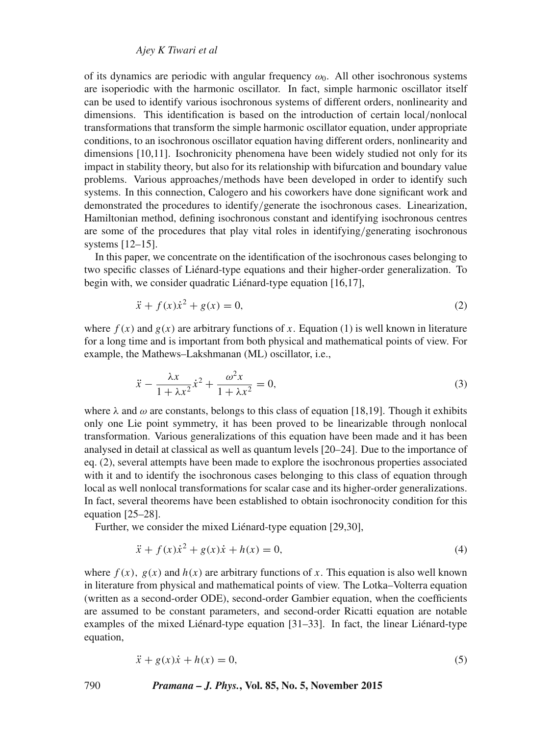of its dynamics are periodic with angular frequency $\omega_0$. All other isochronous systems are isoperiodic with the harmonic oscillator. In fact, simple harmonic oscillator itself can be used to identify various isochronous systems of different orders, nonlinearity and dimensions. This identification is based on the introduction of certain local/nonlocal transformations that transform the simple harmonic oscillator equation, under appropriate conditions, to an isochronous oscillator equation having different orders, nonlinearity and dimensions [10,11]. Isochronicity phenomena have been widely studied not only for its impact in stability theory, but also for its relationship with bifurcation and boundary value problems. Various approaches/methods have been developed in order to identify such systems. In this connection, Calogero and his coworkers have done significant work and demonstrated the procedures to identify/generate the isochronous cases. Linearization, Hamiltonian method, defining isochronous constant and identifying isochronous centres are some of the procedures that play vital roles in identifying/generating isochronous systems [12–15].

In this paper, we concentrate on the identification of the isochronous cases belonging to two specific classes of Liénard-type equations and their higher-order generalization. To begin with, we consider quadratic Liénard-type equation [16,17],

$$\ddot{x} + f(x)\dot{x}^2 + g(x) = 0, \tag{2}$$

where $f(x)$ and $g(x)$ are arbitrary functions of $x$. Equation (1) is well known in literature for a long time and is important from both physical and mathematical points of view. For example, the Mathews–Lakshmanan (ML) oscillator, i.e.,

$$\ddot{x} - \frac{\lambda x}{1+\lambda x^2}\dot{x}^2 + \frac{\omega^2 x}{1+\lambda x^2} = 0, \tag{3}$$

where $\lambda$ and $\omega$ are constants, belongs to this class of equation [18,19]. Though it exhibits only one Lie point symmetry, it has been proved to be linearizable through nonlocal transformation. Various generalizations of this equation have been made and it has been analysed in detail at classical as well as quantum levels [20–24]. Due to the importance of eq. (2), several attempts have been made to explore the isochronous properties associated with it and to identify the isochronous cases belonging to this class of equation through local as well nonlocal transformations for scalar case and its higher-order generalizations. In fact, several theorems have been established to obtain isochronocity condition for this equation [25–28].

Further, we consider the mixed Liénard-type equation [29,30],

$$\ddot{x} + f(x)\dot{x}^2 + g(x)\dot{x} + h(x) = 0, \tag{4}$$

where $f(x)$, $g(x)$ and $h(x)$ are arbitrary functions of $x$. This equation is also well known in literature from physical and mathematical points of view. The Lotka–Volterra equation (written as a second-order ODE), second-order Gambier equation, when the coefficients are assumed to be constant parameters, and second-order Ricatti equation are notable examples of the mixed Liénard-type equation [31–33]. In fact, the linear Liénard-type equation,

$$\ddot{x} + g(x)\dot{x} + h(x) = 0, \tag{5}$$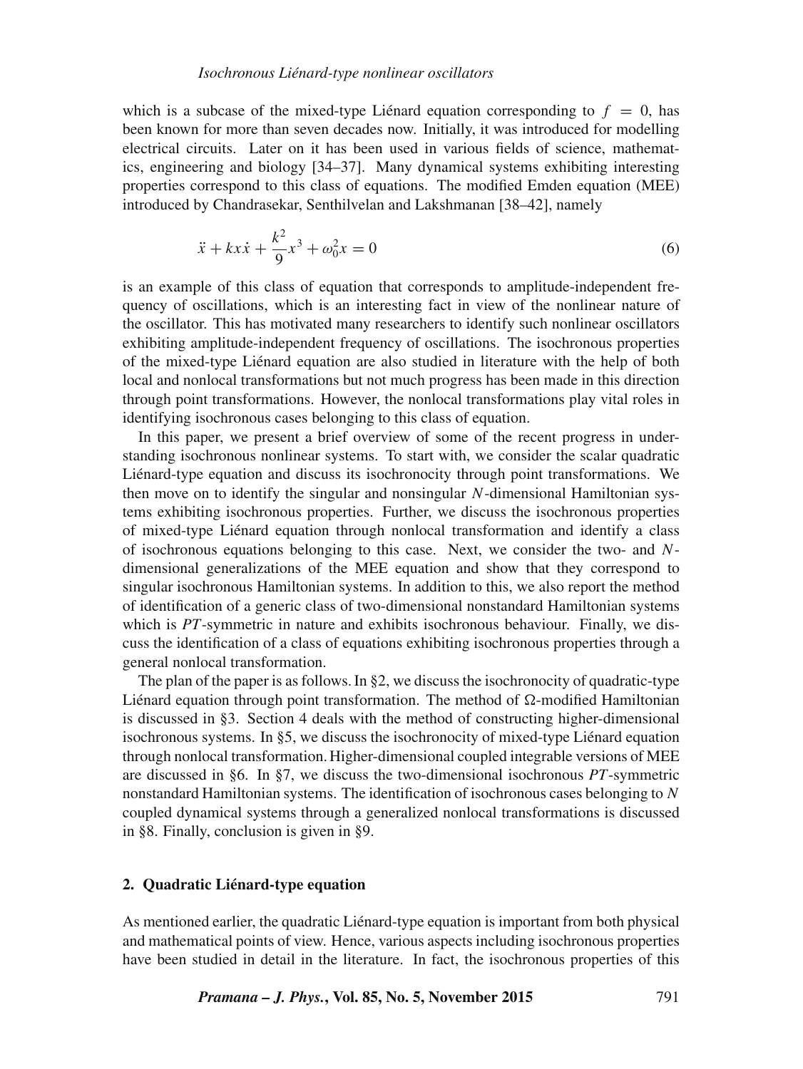which is a subcase of the mixed-type Liénard equation corresponding to $f = 0$, has been known for more than seven decades now. Initially, it was introduced for modelling electrical circuits. Later on it has been used in various fields of science, mathematics, engineering and biology [34–37]. Many dynamical systems exhibiting interesting properties correspond to this class of equations. The modified Emden equation (MEE) introduced by Chandrasekar, Senthilvelan and Lakshmanan [38–42], namely

$$\ddot{x} + kx\dot{x} + \frac{k^2}{9}x^3 + \omega_0^2 x = 0 \tag{6}$$

is an example of this class of equation that corresponds to amplitude-independent frequency of oscillations, which is an interesting fact in view of the nonlinear nature of the oscillator. This has motivated many researchers to identify such nonlinear oscillators exhibiting amplitude-independent frequency of oscillations. The isochronous properties of the mixed-type Liénard equation are also studied in literature with the help of both local and nonlocal transformations but not much progress has been made in this direction through point transformations. However, the nonlocal transformations play vital roles in identifying isochronous cases belonging to this class of equation.

In this paper, we present a brief overview of some of the recent progress in understanding isochronous nonlinear systems. To start with, we consider the scalar quadratic Liénard-type equation and discuss its isochronocity through point transformations. We then move on to identify the singular and nonsingular $N$-dimensional Hamiltonian systems exhibiting isochronous properties. Further, we discuss the isochronous properties of mixed-type Liénard equation through nonlocal transformation and identify a class of isochronous equations belonging to this case. Next, we consider the two- and $N$-dimensional generalizations of the MEE equation and show that they correspond to singular isochronous Hamiltonian systems. In addition to this, we also report the method of identification of a generic class of two-dimensional nonstandard Hamiltonian systems which is $PT$-symmetric in nature and exhibits isochronous behaviour. Finally, we discuss the identification of a class of equations exhibiting isochronous properties through a general nonlocal transformation.

The plan of the paper is as follows. In §2, we discuss the isochronocity of quadratic-type Liénard equation through point transformation. The method of $\Omega$-modified Hamiltonian is discussed in §3. Section 4 deals with the method of constructing higher-dimensional isochronous systems. In §5, we discuss the isochronocity of mixed-type Liénard equation through nonlocal transformation. Higher-dimensional coupled integrable versions of MEE are discussed in §6. In §7, we discuss the two-dimensional isochronous $PT$-symmetric nonstandard Hamiltonian systems. The identification of isochronous cases belonging to $N$ coupled dynamical systems through a generalized nonlocal transformations is discussed in §8. Finally, conclusion is given in §9.

## 2. Quadratic Liénard-type equation

As mentioned earlier, the quadratic Liénard-type equation is important from both physical and mathematical points of view. Hence, various aspects including isochronous properties have been studied in detail in the literature. In fact, the isochronous properties of this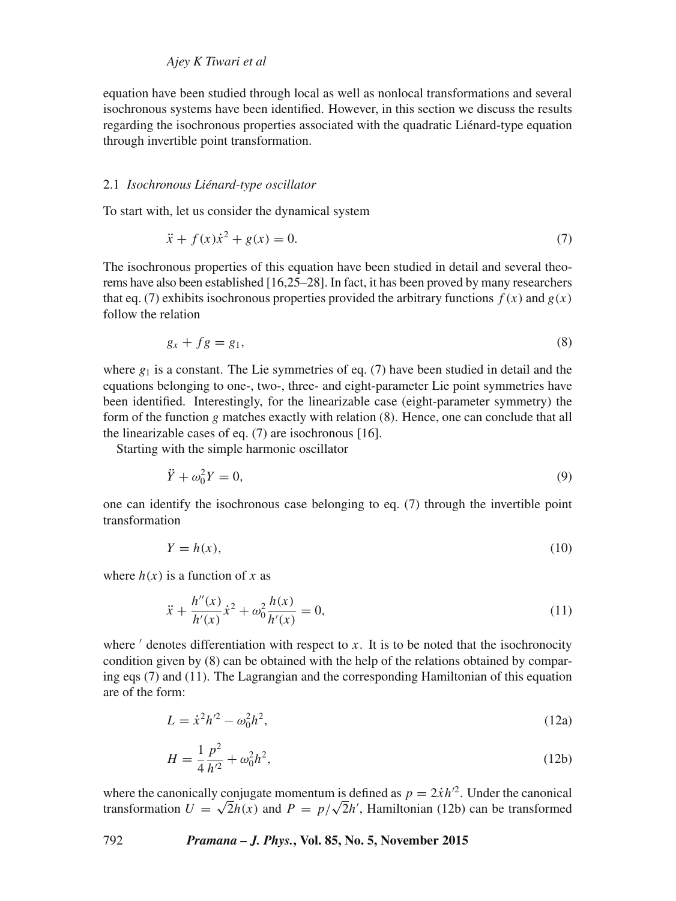equation have been studied through local as well as nonlocal transformations and several isochronous systems have been identified. However, in this section we discuss the results regarding the isochronous properties associated with the quadratic Liénard-type equation through invertible point transformation.

### 2.1 *Isochronous Liénard-type oscillator*

To start with, let us consider the dynamical system

$$\ddot{x} + f(x)\dot{x}^2 + g(x) = 0. \tag{7}$$

The isochronous properties of this equation have been studied in detail and several theorems have also been established [16,25–28]. In fact, it has been proved by many researchers that eq. (7) exhibits isochronous properties provided the arbitrary functions $f(x)$ and $g(x)$ follow the relation

$$g_x + fg = g_1, \tag{8}$$

where $g_1$ is a constant. The Lie symmetries of eq. (7) have been studied in detail and the equations belonging to one-, two-, three- and eight-parameter Lie point symmetries have been identified. Interestingly, for the linearizable case (eight-parameter symmetry) the form of the function $g$ matches exactly with relation (8). Hence, one can conclude that all the linearizable cases of eq. (7) are isochronous [16].

Starting with the simple harmonic oscillator

$$\ddot{Y} + \omega_0^2 Y = 0, \tag{9}$$

one can identify the isochronous case belonging to eq. (7) through the invertible point transformation

$$Y = h(x), \tag{10}$$

where $h(x)$ is a function of $x$ as

$$\ddot{x} + \frac{h''(x)}{h'(x)}\dot{x}^2 + \omega_0^2 \frac{h(x)}{h'(x)} = 0, \tag{11}$$

where $'$ denotes differentiation with respect to $x$. It is to be noted that the isochronocity condition given by (8) can be obtained with the help of the relations obtained by comparing eqs (7) and (11). The Lagrangian and the corresponding Hamiltonian of this equation are of the form:

$$L = \dot{x}^2 h'^2 - \omega_0^2 h^2, \tag{12a}$$

$$H = \frac{1}{4}\frac{p^2}{h'^2} + \omega_0^2 h^2, \tag{12b}$$

where the canonically conjugate momentum is defined as $p = 2\dot{x}h'^2$. Under the canonical transformation $U = \sqrt{2}h(x)$ and $P = p/\sqrt{2}h'$, Hamiltonian (12b) can be transformed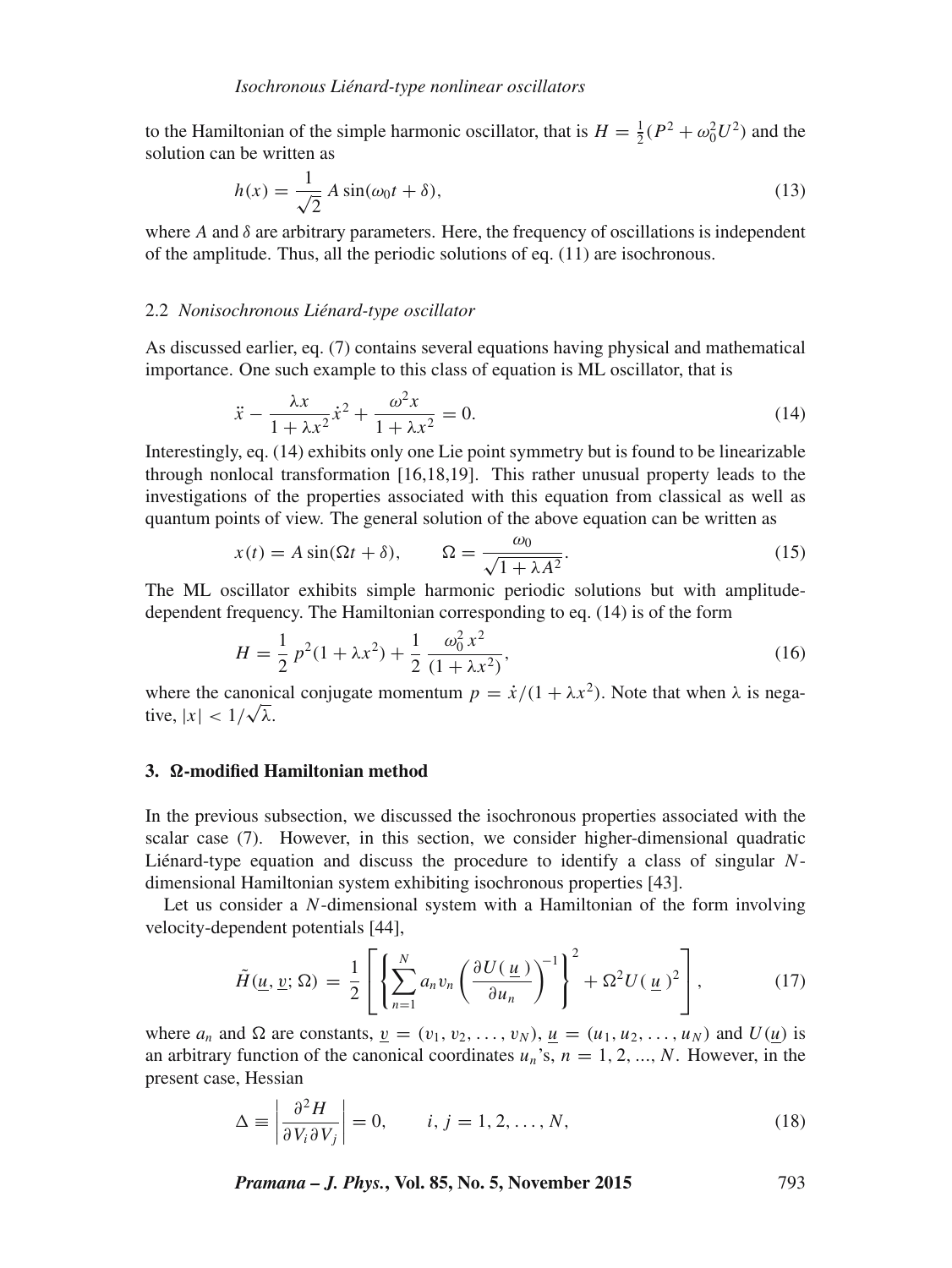to the Hamiltonian of the simple harmonic oscillator, that is $H = \frac{1}{2}(P^2 + \omega_0^2 U^2)$ and the solution can be written as

$$h(x) = \frac{1}{\sqrt{2}} A \sin(\omega_0 t + \delta), \tag{13}$$

where $A$ and $\delta$ are arbitrary parameters. Here, the frequency of oscillations is independent of the amplitude. Thus, all the periodic solutions of eq. (11) are isochronous.

### 2.2 *Nonisochronous Liénard-type oscillator*

As discussed earlier, eq. (7) contains several equations having physical and mathematical importance. One such example to this class of equation is ML oscillator, that is

$$\ddot{x} - \frac{\lambda x}{1 + \lambda x^2}\dot{x}^2 + \frac{\omega^2 x}{1 + \lambda x^2} = 0. \tag{14}$$

Interestingly, eq. (14) exhibits only one Lie point symmetry but is found to be linearizable through nonlocal transformation [16,18,19]. This rather unusual property leads to the investigations of the properties associated with this equation from classical as well as quantum points of view. The general solution of the above equation can be written as

$$x(t) = A \sin(\Omega t + \delta), \qquad \Omega = \frac{\omega_0}{\sqrt{1 + \lambda A^2}}. \tag{15}$$

The ML oscillator exhibits simple harmonic periodic solutions but with amplitude-dependent frequency. The Hamiltonian corresponding to eq. (14) is of the form

$$H = \frac{1}{2} p^2 (1 + \lambda x^2) + \frac{1}{2} \frac{\omega_0^2 x^2}{(1 + \lambda x^2)}, \tag{16}$$

where the canonical conjugate momentum $p = \dot{x}/(1 + \lambda x^2)$. Note that when $\lambda$ is negative, $|x| < 1/\sqrt{\lambda}$.

## 3. Ω-modified Hamiltonian method

In the previous subsection, we discussed the isochronous properties associated with the scalar case (7). However, in this section, we consider higher-dimensional quadratic Liénard-type equation and discuss the procedure to identify a class of singular $N$-dimensional Hamiltonian system exhibiting isochronous properties [43].

Let us consider a $N$-dimensional system with a Hamiltonian of the form involving velocity-dependent potentials [44],

$$\tilde{H}(\underline{u}, \underline{v}; \Omega) = \frac{1}{2}\left[\left\{\sum_{n=1}^{N} a_n v_n \left(\frac{\partial U(\underline{u})}{\partial u_n}\right)^{-1}\right\}^2 + \Omega^2 U(\underline{u})^2\right], \tag{17}$$

where $a_n$ and $\Omega$ are constants, $\underline{v} = (v_1, v_2, \ldots, v_N)$, $\underline{u} = (u_1, u_2, \ldots, u_N)$ and $U(\underline{u})$ is an arbitrary function of the canonical coordinates $u_n$'s, $n = 1, 2, ..., N$. However, in the present case, Hessian

$$\Delta \equiv \left|\frac{\partial^2 H}{\partial V_i \partial V_j}\right| = 0, \qquad i, j = 1, 2, \ldots, N, \tag{18}$$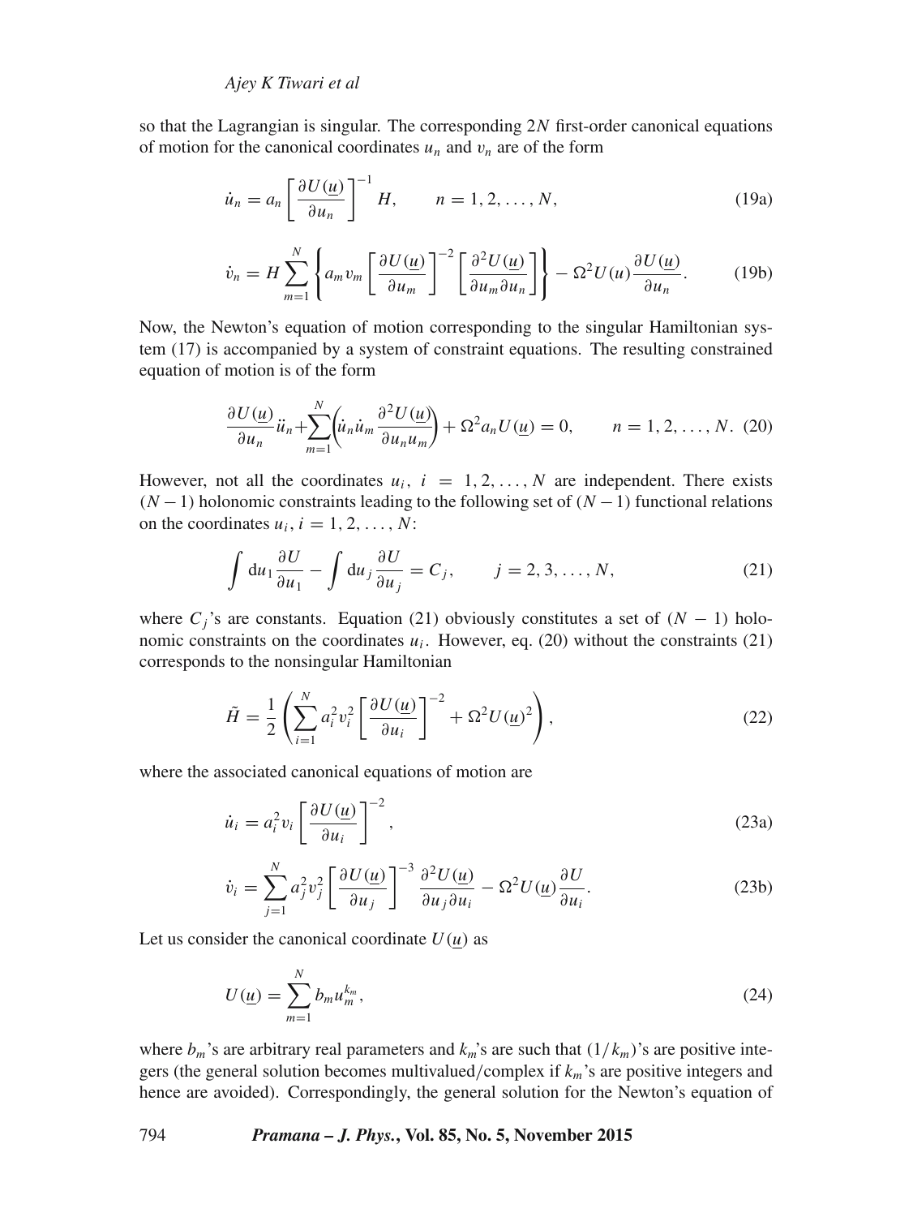so that the Lagrangian is singular. The corresponding $2N$ first-order canonical equations of motion for the canonical coordinates $u_n$ and $v_n$ are of the form

$$\dot{u}_n = a_n \left[ \frac{\partial U(\underline{u})}{\partial u_n} \right]^{-1} H, \qquad n = 1, 2, \ldots, N, \tag{19a}$$

$$\dot{v}_n = H \sum_{m=1}^{N} \left\{ a_m v_m \left[ \frac{\partial U(\underline{u})}{\partial u_m} \right]^{-2} \left[ \frac{\partial^2 U(\underline{u})}{\partial u_m \partial u_n} \right] \right\} - \Omega^2 U(u) \frac{\partial U(\underline{u})}{\partial u_n}. \tag{19b}$$

Now, the Newton's equation of motion corresponding to the singular Hamiltonian system (17) is accompanied by a system of constraint equations. The resulting constrained equation of motion is of the form

$$\frac{\partial U(\underline{u})}{\partial u_n} \ddot{u}_n + \sum_{m=1}^{N} \left( \dot{u}_n \dot{u}_m \frac{\partial^2 U(\underline{u})}{\partial u_n u_m} \right) + \Omega^2 a_n U(\underline{u}) = 0, \qquad n = 1, 2, \ldots, N. \tag{20}$$

However, not all the coordinates $u_i,\ i = 1, 2, \ldots, N$ are independent. There exists $(N-1)$ holonomic constraints leading to the following set of $(N-1)$ functional relations on the coordinates $u_i,\ i = 1, 2, \ldots, N$:

$$\int \mathrm{d}u_1 \frac{\partial U}{\partial u_1} - \int \mathrm{d}u_j \frac{\partial U}{\partial u_j} = C_j, \qquad j = 2, 3, \ldots, N, \tag{21}$$

where $C_j$'s are constants. Equation (21) obviously constitutes a set of $(N-1)$ holonomic constraints on the coordinates $u_i$. However, eq. (20) without the constraints (21) corresponds to the nonsingular Hamiltonian

$$\tilde{H} = \frac{1}{2} \left( \sum_{i=1}^{N} a_i^2 v_i^2 \left[ \frac{\partial U(\underline{u})}{\partial u_i} \right]^{-2} + \Omega^2 U(\underline{u})^2 \right), \tag{22}$$

where the associated canonical equations of motion are

$$\dot{u}_i = a_i^2 v_i \left[ \frac{\partial U(\underline{u})}{\partial u_i} \right]^{-2}, \tag{23a}$$

$$\dot{v}_i = \sum_{j=1}^{N} a_j^2 v_j^2 \left[ \frac{\partial U(\underline{u})}{\partial u_j} \right]^{-3} \frac{\partial^2 U(\underline{u})}{\partial u_j \partial u_i} - \Omega^2 U(\underline{u}) \frac{\partial U}{\partial u_i}. \tag{23b}$$

Let us consider the canonical coordinate $U(\underline{u})$ as

$$U(\underline{u}) = \sum_{m=1}^{N} b_m u_m^{k_m}, \tag{24}$$

where $b_m$'s are arbitrary real parameters and $k_m$'s are such that $(1/k_m)$'s are positive integers (the general solution becomes multivalued/complex if $k_m$'s are positive integers and hence are avoided). Correspondingly, the general solution for the Newton's equation of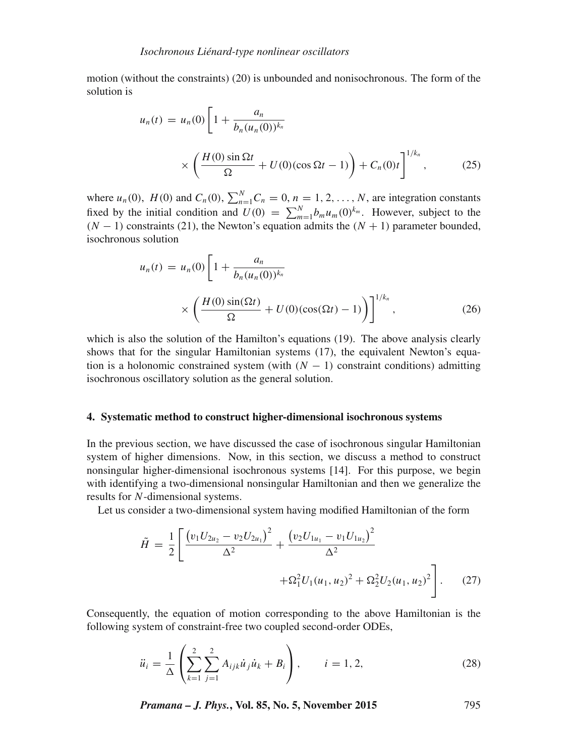motion (without the constraints) (20) is unbounded and nonisochronous. The form of the solution is

$$u_n(t) = u_n(0)\left[1 + \frac{a_n}{b_n(u_n(0))^{k_n}} \times \left(\frac{H(0)\sin\Omega t}{\Omega} + U(0)(\cos\Omega t - 1)\right) + C_n(0)t\right]^{1/k_n}, \tag{25}$$

where $u_n(0)$, $H(0)$ and $C_n(0)$, $\sum_{n=1}^{N} C_n = 0$, $n = 1, 2, \ldots, N$, are integration constants fixed by the initial condition and $U(0) = \sum_{m=1}^{N} b_m u_m(0)^{k_m}$. However, subject to the $(N-1)$ constraints (21), the Newton's equation admits the $(N+1)$ parameter bounded, isochronous solution

$$u_n(t) = u_n(0)\left[1 + \frac{a_n}{b_n(u_n(0))^{k_n}} \times \left(\frac{H(0)\sin(\Omega t)}{\Omega} + U(0)(\cos(\Omega t) - 1)\right)\right]^{1/k_n}, \tag{26}$$

which is also the solution of the Hamilton's equations (19). The above analysis clearly shows that for the singular Hamiltonian systems (17), the equivalent Newton's equation is a holonomic constrained system (with $(N-1)$ constraint conditions) admitting isochronous oscillatory solution as the general solution.

## 4. Systematic method to construct higher-dimensional isochronous systems

In the previous section, we have discussed the case of isochronous singular Hamiltonian system of higher dimensions. Now, in this section, we discuss a method to construct nonsingular higher-dimensional isochronous systems [14]. For this purpose, we begin with identifying a two-dimensional nonsingular Hamiltonian and then we generalize the results for $N$-dimensional systems.

Let us consider a two-dimensional system having modified Hamiltonian of the form

$$\tilde{H} = \frac{1}{2}\left[\frac{\left(v_1 U_{2u_2} - v_2 U_{2u_1}\right)^2}{\Delta^2} + \frac{\left(v_2 U_{1u_1} - v_1 U_{1u_2}\right)^2}{\Delta^2} + \Omega_1^2 U_1(u_1, u_2)^2 + \Omega_2^2 U_2(u_1, u_2)^2\right]. \tag{27}$$

Consequently, the equation of motion corresponding to the above Hamiltonian is the following system of constraint-free two coupled second-order ODEs,

$$\ddot{u}_i = \frac{1}{\Delta}\left(\sum_{k=1}^{2}\sum_{j=1}^{2} A_{ijk}\dot{u}_j\dot{u}_k + B_i\right), \qquad i = 1, 2, \tag{28}$$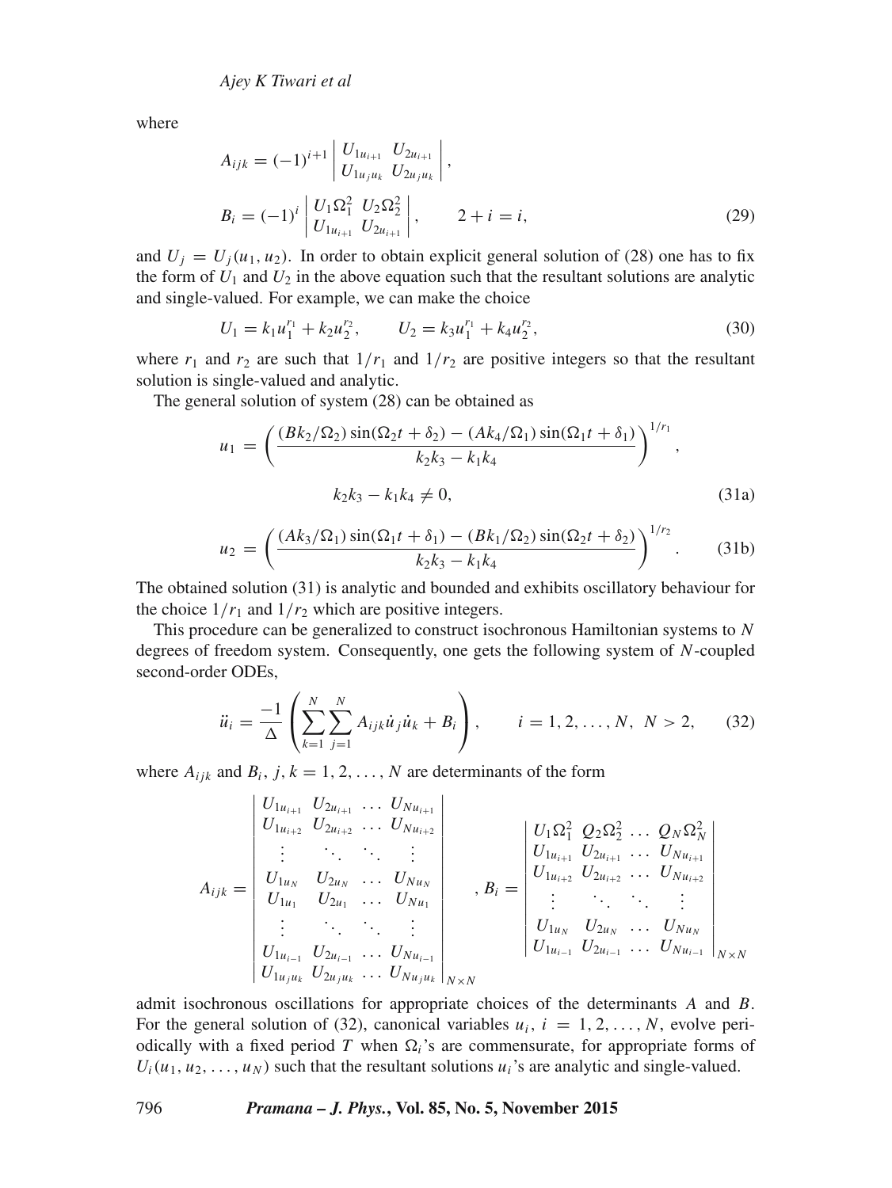where

$$A_{ijk} = (-1)^{i+1} \begin{vmatrix} U_{1u_{i+1}} & U_{2u_{i+1}} \\ U_{1u_j u_k} & U_{2u_j u_k} \end{vmatrix},$$

$$B_i = (-1)^i \begin{vmatrix} U_1\Omega_1^2 & U_2\Omega_2^2 \\ U_{1u_{i+1}} & U_{2u_{i+1}} \end{vmatrix}, \qquad 2+i=i, \tag{29}$$

and $U_j = U_j(u_1, u_2)$. In order to obtain explicit general solution of (28) one has to fix the form of $U_1$ and $U_2$ in the above equation such that the resultant solutions are analytic and single-valued. For example, we can make the choice

$$U_1 = k_1 u_1^{r_1} + k_2 u_2^{r_2}, \qquad U_2 = k_3 u_1^{r_1} + k_4 u_2^{r_2}, \tag{30}$$

where $r_1$ and $r_2$ are such that $1/r_1$ and $1/r_2$ are positive integers so that the resultant solution is single-valued and analytic.

The general solution of system (28) can be obtained as

$$u_1 = \left( \frac{(Bk_2/\Omega_2)\sin(\Omega_2 t + \delta_2) - (Ak_4/\Omega_1)\sin(\Omega_1 t + \delta_1)}{k_2 k_3 - k_1 k_4} \right)^{1/r_1},$$

$$k_2 k_3 - k_1 k_4 \neq 0, \tag{31a}$$

$$u_2 = \left( \frac{(Ak_3/\Omega_1)\sin(\Omega_1 t + \delta_1) - (Bk_1/\Omega_2)\sin(\Omega_2 t + \delta_2)}{k_2 k_3 - k_1 k_4} \right)^{1/r_2}. \tag{31b}$$

The obtained solution (31) is analytic and bounded and exhibits oscillatory behaviour for the choice $1/r_1$ and $1/r_2$ which are positive integers.

This procedure can be generalized to construct isochronous Hamiltonian systems to $N$ degrees of freedom system. Consequently, one gets the following system of $N$-coupled second-order ODEs,

$$\ddot{u}_i = \frac{-1}{\Delta} \left( \sum_{k=1}^{N} \sum_{j=1}^{N} A_{ijk} \dot{u}_j \dot{u}_k + B_i \right), \qquad i = 1, 2, \ldots, N, \ N > 2, \tag{32}$$

where $A_{ijk}$ and $B_i$, $j, k = 1, 2, \ldots, N$ are determinants of the form

$$A_{ijk} = \begin{vmatrix} U_{1u_{i+1}} & U_{2u_{i+1}} & \ldots & U_{Nu_{i+1}} \\ U_{1u_{i+2}} & U_{2u_{i+2}} & \ldots & U_{Nu_{i+2}} \\ \vdots & \ddots & \ddots & \vdots \\ U_{1u_N} & U_{2u_N} & \ldots & U_{Nu_N} \\ U_{1u_1} & U_{2u_1} & \ldots & U_{Nu_1} \\ \vdots & \ddots & \ddots & \vdots \\ U_{1u_{i-1}} & U_{2u_{i-1}} & \ldots & U_{Nu_{i-1}} \\ U_{1u_j u_k} & U_{2u_j u_k} & \ldots & U_{Nu_j u_k} \end{vmatrix}_{N\times N}, \quad B_i = \begin{vmatrix} U_1\Omega_1^2 & Q_2\Omega_2^2 & \ldots & Q_N\Omega_N^2 \\ U_{1u_{i+1}} & U_{2u_{i+1}} & \ldots & U_{Nu_{i+1}} \\ U_{1u_{i+2}} & U_{2u_{i+2}} & \ldots & U_{Nu_{i+2}} \\ \vdots & \ddots & \ddots & \vdots \\ U_{1u_N} & U_{2u_N} & \ldots & U_{Nu_N} \\ U_{1u_{i-1}} & U_{2u_{i-1}} & \ldots & U_{Nu_{i-1}} \end{vmatrix}_{N\times N}$$

admit isochronous oscillations for appropriate choices of the determinants $A$ and $B$. For the general solution of (32), canonical variables $u_i$, $i = 1, 2, \ldots, N$, evolve periodically with a fixed period $T$ when $\Omega_i$'s are commensurate, for appropriate forms of $U_i(u_1, u_2, \ldots, u_N)$ such that the resultant solutions $u_i$'s are analytic and single-valued.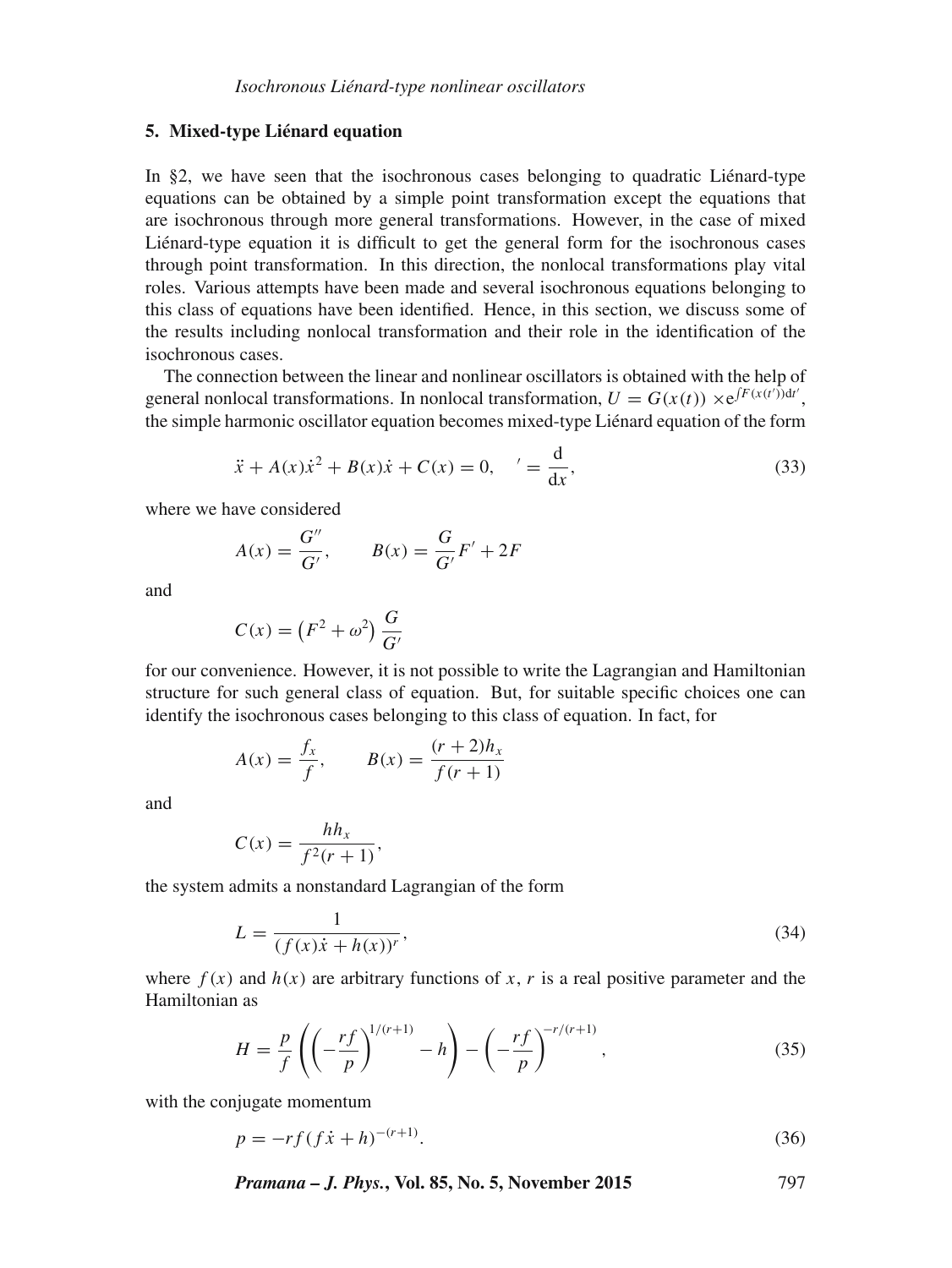## 5. Mixed-type Liénard equation

In §2, we have seen that the isochronous cases belonging to quadratic Liénard-type equations can be obtained by a simple point transformation except the equations that are isochronous through more general transformations. However, in the case of mixed Liénard-type equation it is difficult to get the general form for the isochronous cases through point transformation. In this direction, the nonlocal transformations play vital roles. Various attempts have been made and several isochronous equations belonging to this class of equations have been identified. Hence, in this section, we discuss some of the results including nonlocal transformation and their role in the identification of the isochronous cases.

The connection between the linear and nonlinear oscillators is obtained with the help of general nonlocal transformations. In nonlocal transformation, $U = G(x(t)) \times \mathrm{e}^{\int F(x(t'))\mathrm{d}t'}$, the simple harmonic oscillator equation becomes mixed-type Liénard equation of the form

$$\ddot{x} + A(x)\dot{x}^2 + B(x)\dot{x} + C(x) = 0, \quad {}' = \frac{\mathrm{d}}{\mathrm{d}x}, \tag{33}$$

where we have considered

$$A(x) = \frac{G''}{G'}, \qquad B(x) = \frac{G}{G'}F' + 2F$$

and

$$C(x) = \left(F^2 + \omega^2\right)\frac{G}{G'}$$

for our convenience. However, it is not possible to write the Lagrangian and Hamiltonian structure for such general class of equation. But, for suitable specific choices one can identify the isochronous cases belonging to this class of equation. In fact, for

$$A(x) = \frac{f_x}{f}, \qquad B(x) = \frac{(r+2)h_x}{f(r+1)}$$

and

$$C(x) = \frac{hh_x}{f^2(r+1)},$$

the system admits a nonstandard Lagrangian of the form

$$L = \frac{1}{(f(x)\dot{x} + h(x))^r}, \tag{34}$$

where $f(x)$ and $h(x)$ are arbitrary functions of $x$, $r$ is a real positive parameter and the Hamiltonian as

$$H = \frac{p}{f}\left(\left(-\frac{rf}{p}\right)^{1/(r+1)} - h\right) - \left(-\frac{rf}{p}\right)^{-r/(r+1)}, \tag{35}$$

with the conjugate momentum

$$p = -rf(f\dot{x} + h)^{-(r+1)}. \tag{36}$$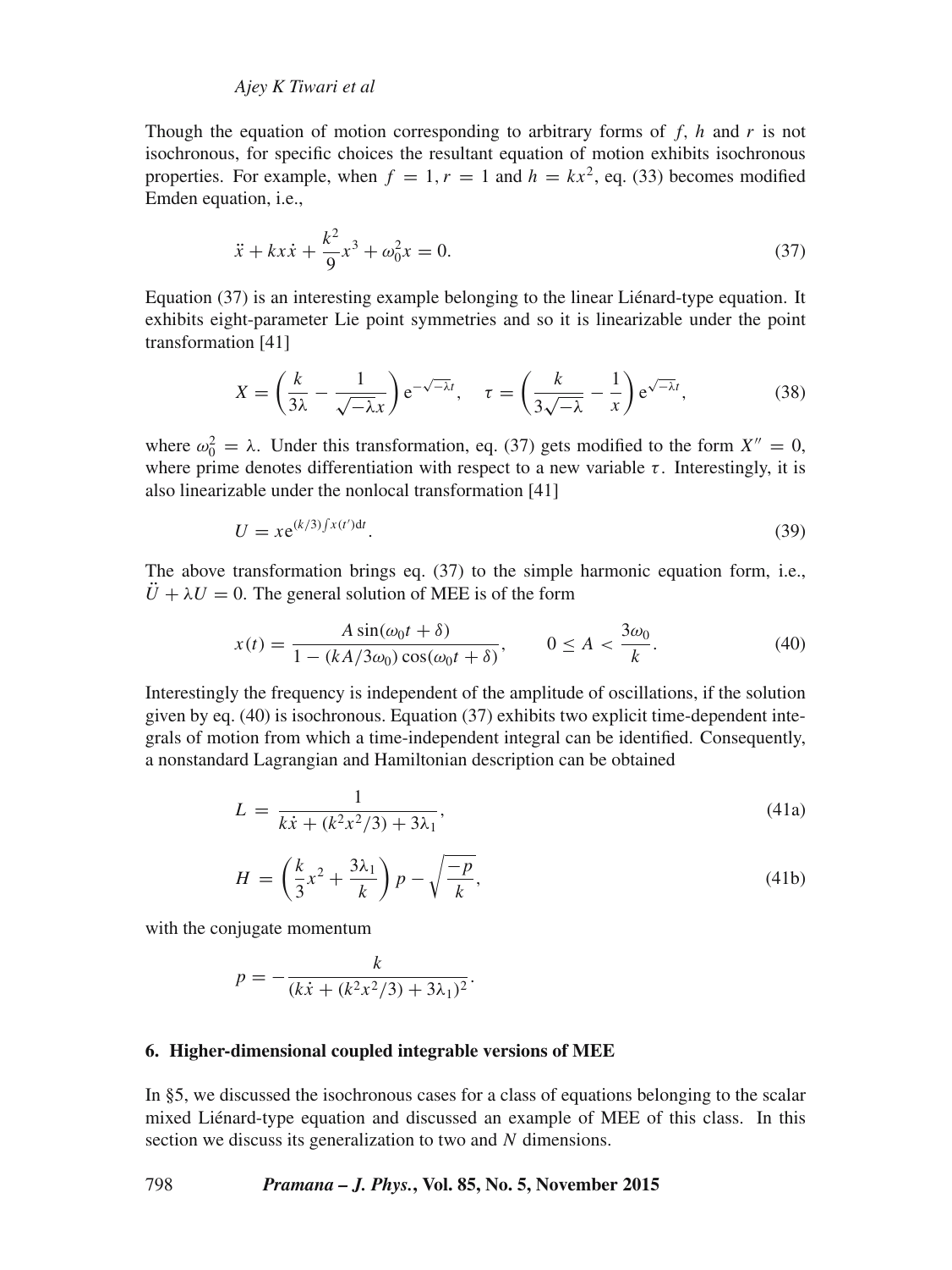Though the equation of motion corresponding to arbitrary forms of $f$, $h$ and $r$ is not isochronous, for specific choices the resultant equation of motion exhibits isochronous properties. For example, when $f = 1, r = 1$ and $h = kx^2$, eq. (33) becomes modified Emden equation, i.e.,

$$\ddot{x} + kx\dot{x} + \frac{k^2}{9}x^3 + \omega_0^2 x = 0. \tag{37}$$

Equation (37) is an interesting example belonging to the linear Liénard-type equation. It exhibits eight-parameter Lie point symmetries and so it is linearizable under the point transformation [41]

$$X = \left(\frac{k}{3\lambda} - \frac{1}{\sqrt{-\lambda}x}\right)\mathrm{e}^{-\sqrt{-\lambda}t}, \quad \tau = \left(\frac{k}{3\sqrt{-\lambda}} - \frac{1}{x}\right)\mathrm{e}^{\sqrt{-\lambda}t}, \tag{38}$$

where $\omega_0^2 = \lambda$. Under this transformation, eq. (37) gets modified to the form $X'' = 0$, where prime denotes differentiation with respect to a new variable $\tau$. Interestingly, it is also linearizable under the nonlocal transformation [41]

$$U = x\mathrm{e}^{(k/3)\int x(t')\mathrm{d}t}. \tag{39}$$

The above transformation brings eq. (37) to the simple harmonic equation form, i.e., $\ddot{U} + \lambda U = 0$. The general solution of MEE is of the form

$$x(t) = \frac{A\sin(\omega_0 t + \delta)}{1 - (kA/3\omega_0)\cos(\omega_0 t + \delta)}, \qquad 0 \leq A < \frac{3\omega_0}{k}. \tag{40}$$

Interestingly the frequency is independent of the amplitude of oscillations, if the solution given by eq. (40) is isochronous. Equation (37) exhibits two explicit time-dependent integrals of motion from which a time-independent integral can be identified. Consequently, a nonstandard Lagrangian and Hamiltonian description can be obtained

$$L = \frac{1}{k\dot{x} + (k^2x^2/3) + 3\lambda_1}, \tag{41a}$$

$$H = \left(\frac{k}{3}x^2 + \frac{3\lambda_1}{k}\right)p - \sqrt{\frac{-p}{k}}, \tag{41b}$$

with the conjugate momentum

$$p = -\frac{k}{(k\dot{x} + (k^2x^2/3) + 3\lambda_1)^2}.$$

## 6. Higher-dimensional coupled integrable versions of MEE

In §5, we discussed the isochronous cases for a class of equations belonging to the scalar mixed Liénard-type equation and discussed an example of MEE of this class. In this section we discuss its generalization to two and $N$ dimensions.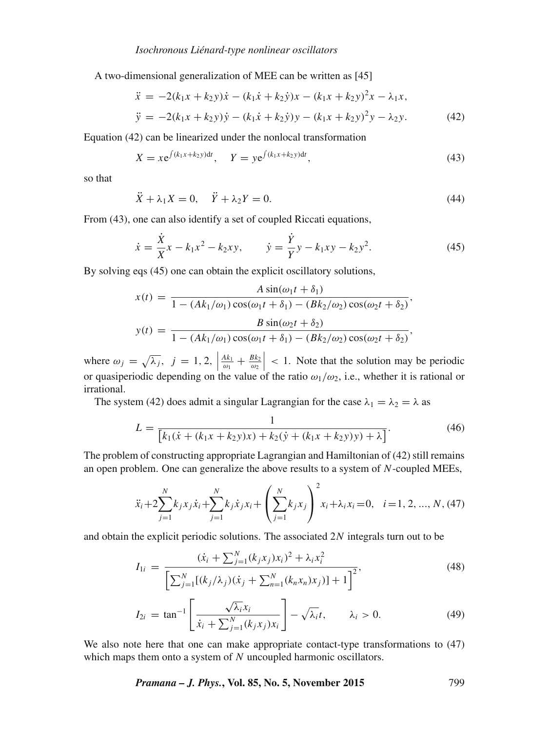A two-dimensional generalization of MEE can be written as [45]

$$
\begin{aligned}
\ddot{x} &= -2(k_1x + k_2y)\dot{x} - (k_1\dot{x} + k_2\dot{y})x - (k_1x + k_2y)^2x - \lambda_1 x, \\
\ddot{y} &= -2(k_1x + k_2y)\dot{y} - (k_1\dot{x} + k_2\dot{y})y - (k_1x + k_2y)^2y - \lambda_2 y.
\end{aligned} \tag{42}
$$

Equation (42) can be linearized under the nonlocal transformation

$$
X = x\mathrm{e}^{\int(k_1x+k_2y)\mathrm{d}t}, \quad Y = y\mathrm{e}^{\int(k_1x+k_2y)\mathrm{d}t}, \tag{43}
$$

so that

$$
\ddot{X} + \lambda_1 X = 0, \quad \ddot{Y} + \lambda_2 Y = 0. \tag{44}
$$

From (43), one can also identify a set of coupled Riccati equations,

$$
\dot{x} = \frac{\dot{X}}{X}x - k_1x^2 - k_2xy, \qquad \dot{y} = \frac{\dot{Y}}{Y}y - k_1xy - k_2y^2. \tag{45}
$$

By solving eqs (45) one can obtain the explicit oscillatory solutions,

$$
\begin{aligned}
x(t) &= \frac{A\sin(\omega_1 t + \delta_1)}{1 - (Ak_1/\omega_1)\cos(\omega_1 t + \delta_1) - (Bk_2/\omega_2)\cos(\omega_2 t + \delta_2)}, \\
y(t) &= \frac{B\sin(\omega_2 t + \delta_2)}{1 - (Ak_1/\omega_1)\cos(\omega_1 t + \delta_1) - (Bk_2/\omega_2)\cos(\omega_2 t + \delta_2)},
\end{aligned}
$$

where $\omega_j = \sqrt{\lambda_j}$, $j = 1, 2$, $\left|\frac{Ak_1}{\omega_1} + \frac{Bk_2}{\omega_2}\right| < 1$. Note that the solution may be periodic or quasiperiodic depending on the value of the ratio $\omega_1/\omega_2$, i.e., whether it is rational or irrational.

The system (42) does admit a singular Lagrangian for the case $\lambda_1 = \lambda_2 = \lambda$ as

$$
L = \frac{1}{\left[k_1(\dot{x} + (k_1x + k_2y)x) + k_2(\dot{y} + (k_1x + k_2y)y) + \lambda\right]}. \tag{46}
$$

The problem of constructing appropriate Lagrangian and Hamiltonian of (42) still remains an open problem. One can generalize the above results to a system of $N$-coupled MEEs,

$$
\ddot{x}_i + 2\sum_{j=1}^{N} k_jx_j\dot{x}_i + \sum_{j=1}^{N} k_j\dot{x}_jx_i + \left(\sum_{j=1}^{N} k_jx_j\right)^2 x_i + \lambda_i x_i = 0, \quad i = 1, 2, ..., N, \tag{47}
$$

and obtain the explicit periodic solutions. The associated $2N$ integrals turn out to be

$$
I_{1i} = \frac{(\dot{x}_i + \sum_{j=1}^{N}(k_jx_j)x_i)^2 + \lambda_i x_i^2}{\left[\sum_{j=1}^{N}[(k_j/\lambda_j)(\dot{x}_j + \sum_{n=1}^{N}(k_nx_n)x_j)] + 1\right]^2}, \tag{48}
$$

$$
I_{2i} = \tan^{-1}\left[\frac{\sqrt{\lambda_i}x_i}{\dot{x}_i + \sum_{j=1}^{N}(k_jx_j)x_i}\right] - \sqrt{\lambda_i}t, \qquad \lambda_i > 0. \tag{49}
$$

We also note here that one can make appropriate contact-type transformations to (47) which maps them onto a system of $N$ uncoupled harmonic oscillators.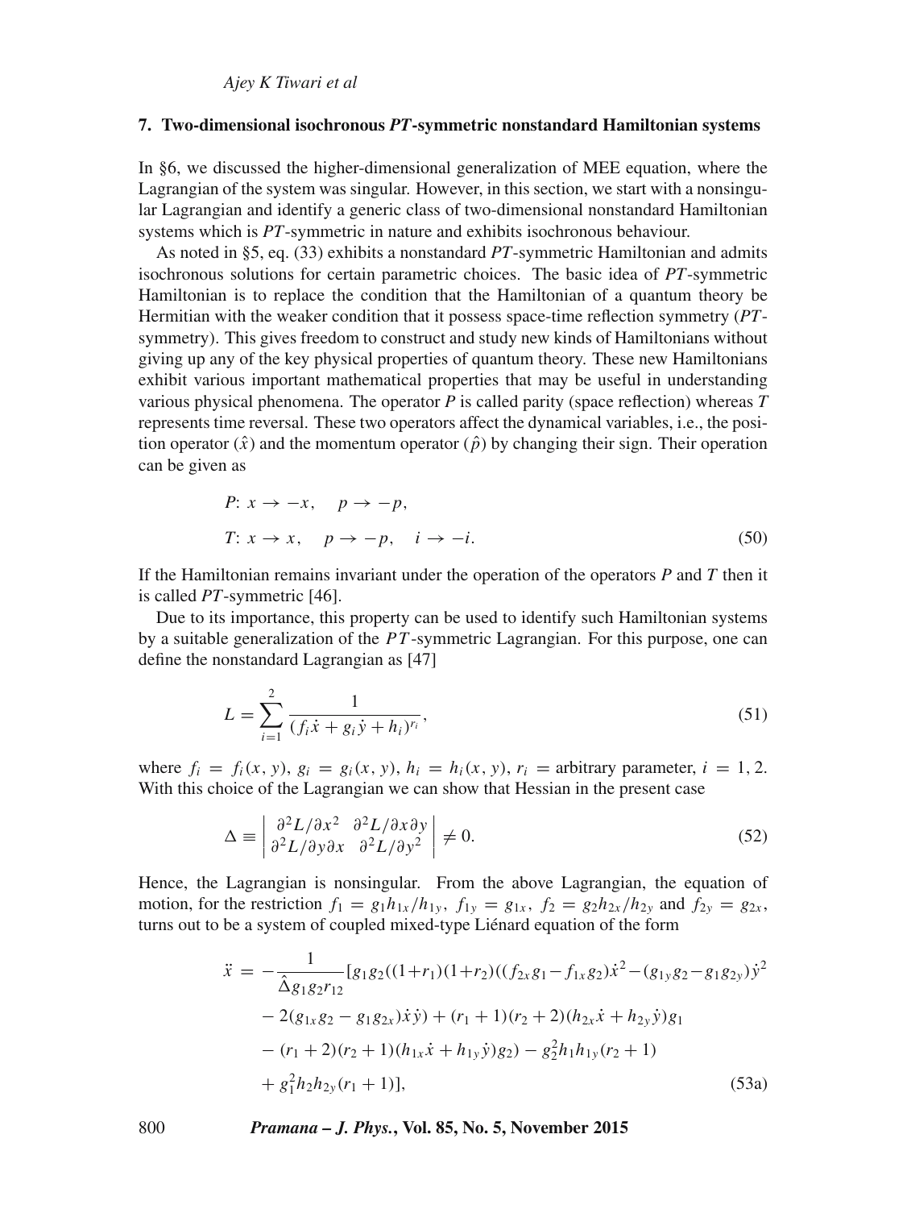## 7. Two-dimensional isochronous *PT*-symmetric nonstandard Hamiltonian systems

In §6, we discussed the higher-dimensional generalization of MEE equation, where the Lagrangian of the system was singular. However, in this section, we start with a nonsingular Lagrangian and identify a generic class of two-dimensional nonstandard Hamiltonian systems which is *PT*-symmetric in nature and exhibits isochronous behaviour.

As noted in §5, eq. (33) exhibits a nonstandard *PT*-symmetric Hamiltonian and admits isochronous solutions for certain parametric choices. The basic idea of *PT*-symmetric Hamiltonian is to replace the condition that the Hamiltonian of a quantum theory be Hermitian with the weaker condition that it possess space-time reflection symmetry (*PT*-symmetry). This gives freedom to construct and study new kinds of Hamiltonians without giving up any of the key physical properties of quantum theory. These new Hamiltonians exhibit various important mathematical properties that may be useful in understanding various physical phenomena. The operator *P* is called parity (space reflection) whereas *T* represents time reversal. These two operators affect the dynamical variables, i.e., the position operator ($\hat{x}$) and the momentum operator ($\hat{p}$) by changing their sign. Their operation can be given as

$$
\begin{aligned}
&P\!: \; x \to -x, \quad p \to -p, \\
&T\!: \; x \to x, \quad p \to -p, \quad i \to -i.
\end{aligned} \tag{50}
$$

If the Hamiltonian remains invariant under the operation of the operators *P* and *T* then it is called *PT*-symmetric [46].

Due to its importance, this property can be used to identify such Hamiltonian systems by a suitable generalization of the *PT*-symmetric Lagrangian. For this purpose, one can define the nonstandard Lagrangian as [47]

$$
L = \sum_{i=1}^{2} \frac{1}{(f_i \dot{x} + g_i \dot{y} + h_i)^{r_i}}, \tag{51}
$$

where $f_i = f_i(x, y)$, $g_i = g_i(x, y)$, $h_i = h_i(x, y)$, $r_i =$ arbitrary parameter, $i = 1, 2$. With this choice of the Lagrangian we can show that Hessian in the present case

$$
\Delta \equiv \begin{vmatrix} \partial^2 L/\partial x^2 & \partial^2 L/\partial x \partial y \\ \partial^2 L/\partial y \partial x & \partial^2 L/\partial y^2 \end{vmatrix} \neq 0. \tag{52}
$$

Hence, the Lagrangian is nonsingular. From the above Lagrangian, the equation of motion, for the restriction $f_1 = g_1 h_{1x}/h_{1y}$, $f_{1y} = g_{1x}$, $f_2 = g_2 h_{2x}/h_{2y}$ and $f_{2y} = g_{2x}$, turns out to be a system of coupled mixed-type Liénard equation of the form

$$
\begin{aligned}
\ddot{x} = &-\frac{1}{\hat{\Delta} g_1 g_2 r_{12}} [g_1 g_2 ((1+r_1)(1+r_2)((f_{2x} g_1 - f_{1x} g_2)\dot{x}^2 - (g_{1y} g_2 - g_1 g_{2y})\dot{y}^2 \\
&- 2(g_{1x} g_2 - g_1 g_{2x})\dot{x}\dot{y}) + (r_1 + 1)(r_2 + 2)(h_{2x}\dot{x} + h_{2y}\dot{y})g_1 \\
&- (r_1 + 2)(r_2 + 1)(h_{1x}\dot{x} + h_{1y}\dot{y})g_2) - g_2^2 h_1 h_{1y}(r_2 + 1) \\
&+ g_1^2 h_2 h_{2y}(r_1 + 1)],
\end{aligned} \tag{53a}
$$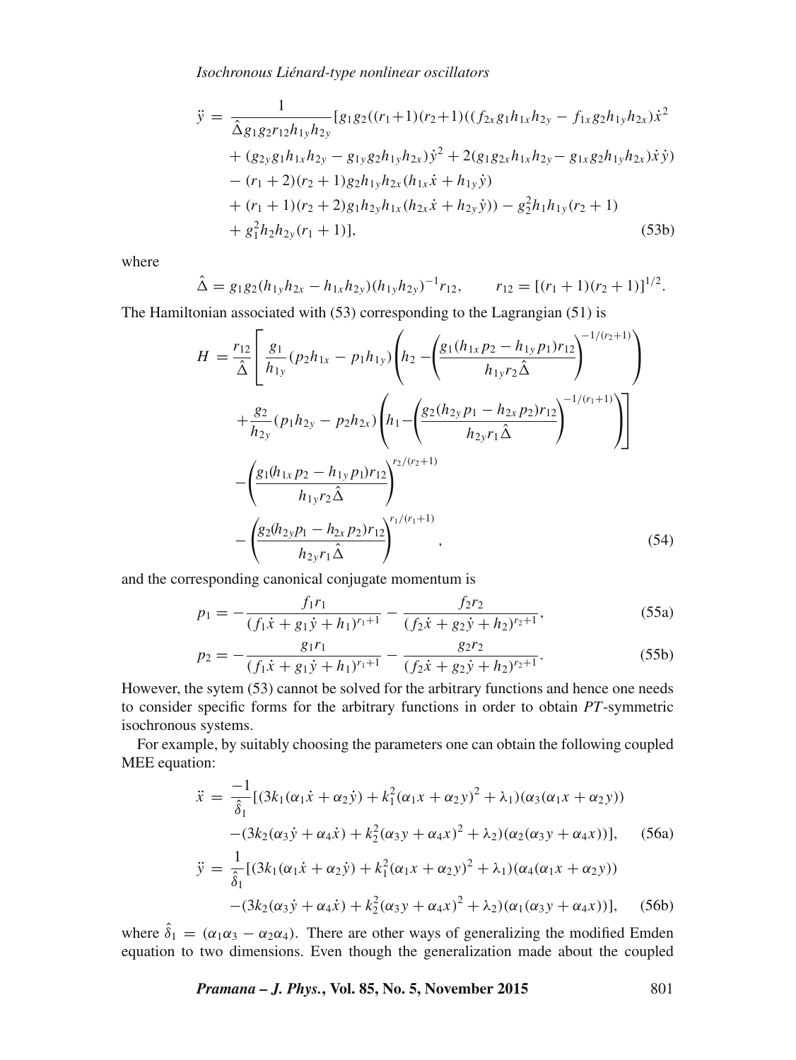$$
\begin{aligned}
\ddot{y} = & \frac{1}{\hat{\Delta} g_1 g_2 r_{12} h_{1y} h_{2y}} [g_1 g_2 ((r_1+1)(r_2+1)((f_{2x} g_1 h_{1x} h_{2y} - f_{1x} g_2 h_{1y} h_{2x})\dot{x}^2 \\
& + (g_{2y} g_1 h_{1x} h_{2y} - g_{1y} g_2 h_{1y} h_{2x})\dot{y}^2 + 2(g_1 g_{2x} h_{1x} h_{2y} - g_{1x} g_2 h_{1y} h_{2x})\dot{x}\dot{y}) \\
& - (r_1+2)(r_2+1) g_2 h_{1y} h_{2x} (h_{1x}\dot{x} + h_{1y}\dot{y}) \\
& + (r_1+1)(r_2+2) g_1 h_{2y} h_{1x} (h_{2x}\dot{x} + h_{2y}\dot{y})) - g_2^2 h_1 h_{1y} (r_2+1) \\
& + g_1^2 h_2 h_{2y} (r_1+1)], \qquad (53b)
\end{aligned}
$$

where

$$
\hat{\Delta} = g_1 g_2 (h_{1y} h_{2x} - h_{1x} h_{2y})(h_{1y} h_{2y})^{-1} r_{12}, \qquad r_{12} = [(r_1+1)(r_2+1)]^{1/2}.
$$

The Hamiltonian associated with (53) corresponding to the Lagrangian (51) is

$$
\begin{aligned}
H = & \frac{r_{12}}{\hat{\Delta}} \left[ \frac{g_1}{h_{1y}} (p_2 h_{1x} - p_1 h_{1y}) \left( h_2 - \left( \frac{g_1 (h_{1x} p_2 - h_{1y} p_1) r_{12}}{h_{1y} r_2 \hat{\Delta}} \right)^{-1/(r_2+1)} \right) \right. \\
& \left. + \frac{g_2}{h_{2y}} (p_1 h_{2y} - p_2 h_{2x}) \left( h_1 - \left( \frac{g_2 (h_{2y} p_1 - h_{2x} p_2) r_{12}}{h_{2y} r_1 \hat{\Delta}} \right)^{-1/(r_1+1)} \right) \right] \\
& - \left( \frac{g_1 (h_{1x} p_2 - h_{1y} p_1) r_{12}}{h_{1y} r_2 \hat{\Delta}} \right)^{r_2/(r_2+1)} \\
& - \left( \frac{g_2 (h_{2y} p_1 - h_{2x} p_2) r_{12}}{h_{2y} r_1 \hat{\Delta}} \right)^{r_1/(r_1+1)}, \qquad (54)
\end{aligned}
$$

and the corresponding canonical conjugate momentum is

$$
p_1 = -\frac{f_1 r_1}{(f_1 \dot{x} + g_1 \dot{y} + h_1)^{r_1+1}} - \frac{f_2 r_2}{(f_2 \dot{x} + g_2 \dot{y} + h_2)^{r_2+1}}, \qquad (55a)
$$

$$
p_2 = -\frac{g_1 r_1}{(f_1 \dot{x} + g_1 \dot{y} + h_1)^{r_1+1}} - \frac{g_2 r_2}{(f_2 \dot{x} + g_2 \dot{y} + h_2)^{r_2+1}}. \qquad (55b)
$$

However, the sytem (53) cannot be solved for the arbitrary functions and hence one needs to consider specific forms for the arbitrary functions in order to obtain $PT$-symmetric isochronous systems.

For example, by suitably choosing the parameters one can obtain the following coupled MEE equation:

$$
\begin{aligned}
\ddot{x} = & \frac{-1}{\hat{\delta}_1} [(3k_1(\alpha_1 \dot{x} + \alpha_2 \dot{y}) + k_1^2 (\alpha_1 x + \alpha_2 y)^2 + \lambda_1)(\alpha_3 (\alpha_1 x + \alpha_2 y)) \\
& - (3k_2(\alpha_3 \dot{y} + \alpha_4 \dot{x}) + k_2^2 (\alpha_3 y + \alpha_4 x)^2 + \lambda_2)(\alpha_2 (\alpha_3 y + \alpha_4 x))], \qquad (56a)
\end{aligned}
$$

$$
\begin{aligned}
\ddot{y} = & \frac{1}{\hat{\delta}_1} [(3k_1(\alpha_1 \dot{x} + \alpha_2 \dot{y}) + k_1^2 (\alpha_1 x + \alpha_2 y)^2 + \lambda_1)(\alpha_4 (\alpha_1 x + \alpha_2 y)) \\
& - (3k_2(\alpha_3 \dot{y} + \alpha_4 \dot{x}) + k_2^2 (\alpha_3 y + \alpha_4 x)^2 + \lambda_2)(\alpha_1 (\alpha_3 y + \alpha_4 x))], \qquad (56b)
\end{aligned}
$$

where $\hat{\delta}_1 = (\alpha_1 \alpha_3 - \alpha_2 \alpha_4)$. There are other ways of generalizing the modified Emden equation to two dimensions. Even though the generalization made about the coupled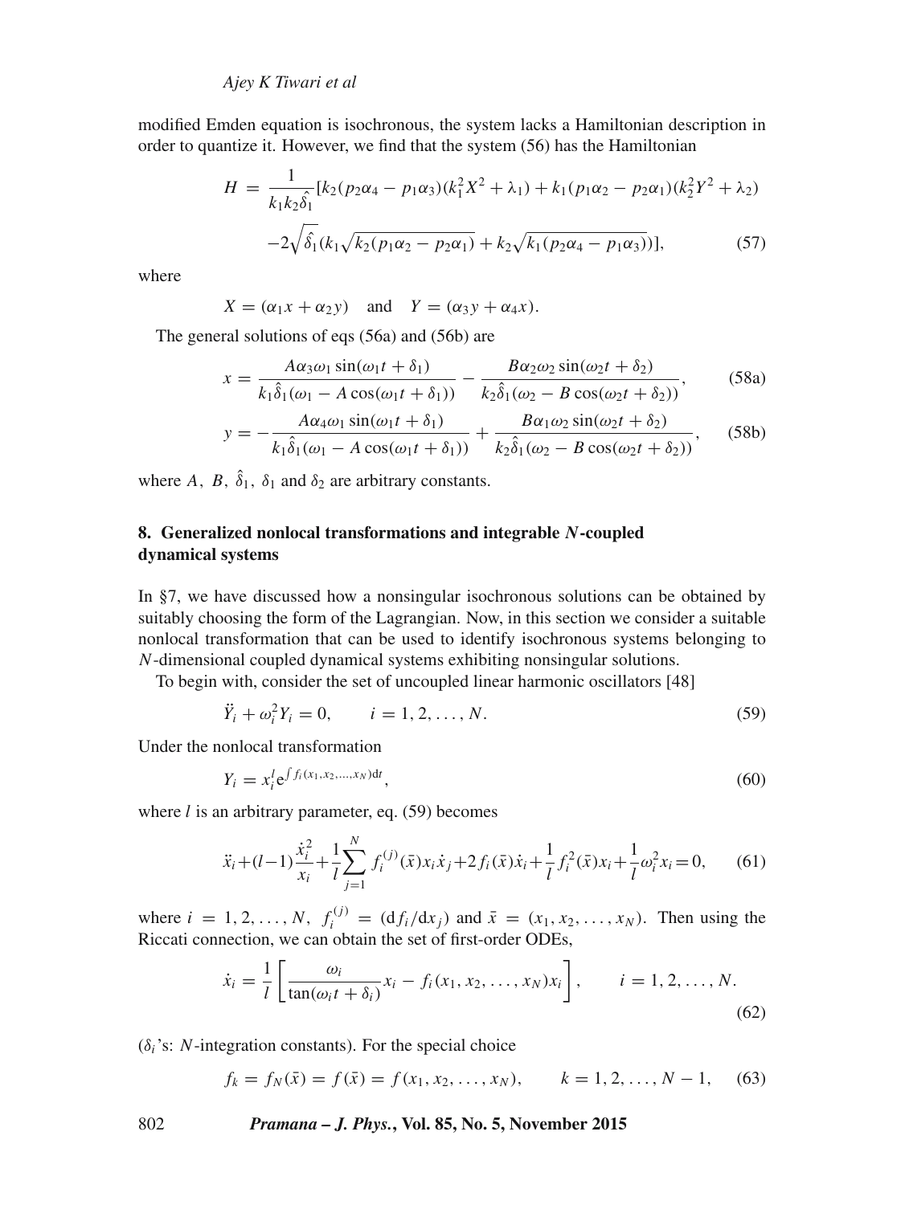modified Emden equation is isochronous, the system lacks a Hamiltonian description in order to quantize it. However, we find that the system (56) has the Hamiltonian

$$H = \frac{1}{k_1 k_2 \hat{\delta_1}}[k_2(p_2\alpha_4 - p_1\alpha_3)(k_1^2 X^2 + \lambda_1) + k_1(p_1\alpha_2 - p_2\alpha_1)(k_2^2 Y^2 + \lambda_2)$$
$$-2\sqrt{\hat{\delta_1}}(k_1\sqrt{k_2(p_1\alpha_2 - p_2\alpha_1)} + k_2\sqrt{k_1(p_2\alpha_4 - p_1\alpha_3)})], \tag{57}$$

where

$$X = (\alpha_1 x + \alpha_2 y) \quad \text{and} \quad Y = (\alpha_3 y + \alpha_4 x).$$

The general solutions of eqs (56a) and (56b) are

$$x = \frac{A\alpha_3\omega_1 \sin(\omega_1 t + \delta_1)}{k_1\hat{\delta}_1(\omega_1 - A\cos(\omega_1 t + \delta_1))} - \frac{B\alpha_2\omega_2 \sin(\omega_2 t + \delta_2)}{k_2\hat{\delta}_1(\omega_2 - B\cos(\omega_2 t + \delta_2))}, \tag{58a}$$

$$y = -\frac{A\alpha_4\omega_1 \sin(\omega_1 t + \delta_1)}{k_1\hat{\delta}_1(\omega_1 - A\cos(\omega_1 t + \delta_1))} + \frac{B\alpha_1\omega_2 \sin(\omega_2 t + \delta_2)}{k_2\hat{\delta}_1(\omega_2 - B\cos(\omega_2 t + \delta_2))}, \tag{58b}$$

where $A$, $B$, $\hat{\delta}_1$, $\delta_1$ and $\delta_2$ are arbitrary constants.

## 8. Generalized nonlocal transformations and integrable *N*-coupled dynamical systems

In §7, we have discussed how a nonsingular isochronous solutions can be obtained by suitably choosing the form of the Lagrangian. Now, in this section we consider a suitable nonlocal transformation that can be used to identify isochronous systems belonging to $N$-dimensional coupled dynamical systems exhibiting nonsingular solutions.

To begin with, consider the set of uncoupled linear harmonic oscillators [48]

$$\ddot{Y}_i + \omega_i^2 Y_i = 0, \qquad i = 1, 2, \ldots, N. \tag{59}$$

Under the nonlocal transformation

$$Y_i = x_i^l e^{\int f_i(x_1, x_2, \ldots, x_N)\mathrm{d}t}, \tag{60}$$

where $l$ is an arbitrary parameter, eq. (59) becomes

$$\ddot{x}_i + (l-1)\frac{\dot{x}_i^2}{x_i} + \frac{1}{l}\sum_{j=1}^{N} f_i^{(j)}(\bar{x})x_i\dot{x}_j + 2f_i(\bar{x})\dot{x}_i + \frac{1}{l}f_i^2(\bar{x})x_i + \frac{1}{l}\omega_i^2 x_i = 0, \tag{61}$$

where $i = 1, 2, \ldots, N$, $f_i^{(j)} = (\mathrm{d}f_i/\mathrm{d}x_j)$ and $\bar{x} = (x_1, x_2, \ldots, x_N)$. Then using the Riccati connection, we can obtain the set of first-order ODEs,

$$\dot{x}_i = \frac{1}{l}\left[\frac{\omega_i}{\tan(\omega_i t + \delta_i)}x_i - f_i(x_1, x_2, \ldots, x_N)x_i\right], \qquad i = 1, 2, \ldots, N. \tag{62}$$

($\delta_i$'s: $N$-integration constants). For the special choice

$$f_k = f_N(\bar{x}) = f(\bar{x}) = f(x_1, x_2, \ldots, x_N), \qquad k = 1, 2, \ldots, N-1, \tag{63}$$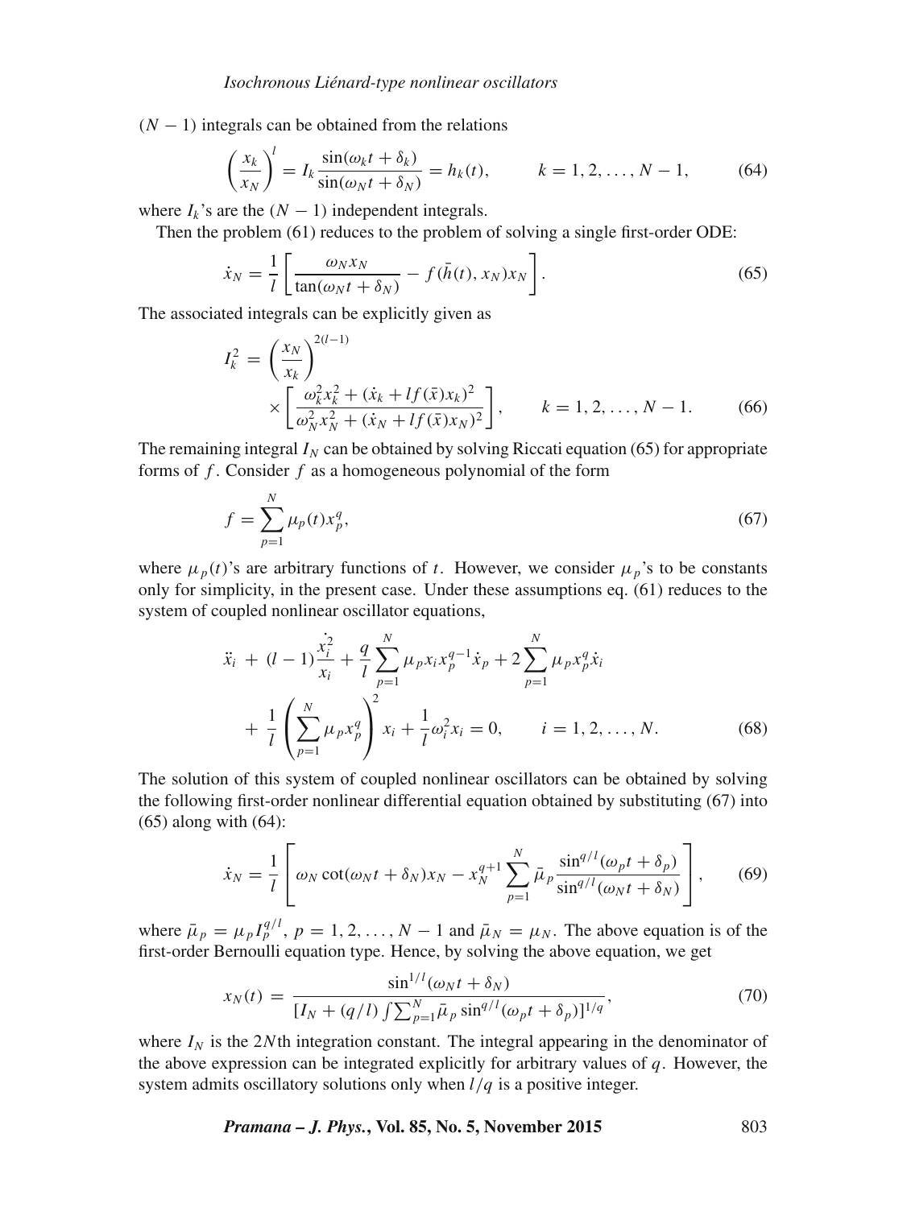$(N-1)$ integrals can be obtained from the relations

$$\left(\frac{x_k}{x_N}\right)^l = I_k \frac{\sin(\omega_k t + \delta_k)}{\sin(\omega_N t + \delta_N)} = h_k(t), \qquad k = 1, 2, \ldots, N-1, \tag{64}$$

where $I_k$'s are the $(N-1)$ independent integrals.

Then the problem (61) reduces to the problem of solving a single first-order ODE:

$$\dot{x}_N = \frac{1}{l}\left[\frac{\omega_N x_N}{\tan(\omega_N t + \delta_N)} - f(\bar{h}(t), x_N)x_N\right]. \tag{65}$$

The associated integrals can be explicitly given as

$$I_k^2 = \left(\frac{x_N}{x_k}\right)^{2(l-1)} \times \left[\frac{\omega_k^2 x_k^2 + (\dot{x}_k + lf(\bar{x})x_k)^2}{\omega_N^2 x_N^2 + (\dot{x}_N + lf(\bar{x})x_N)^2}\right], \qquad k = 1, 2, \ldots, N-1. \tag{66}$$

The remaining integral $I_N$ can be obtained by solving Riccati equation (65) for appropriate forms of $f$. Consider $f$ as a homogeneous polynomial of the form

$$f = \sum_{p=1}^{N} \mu_p(t) x_p^q, \tag{67}$$

where $\mu_p(t)$'s are arbitrary functions of $t$. However, we consider $\mu_p$'s to be constants only for simplicity, in the present case. Under these assumptions eq. (61) reduces to the system of coupled nonlinear oscillator equations,

$$\ddot{x}_i + (l-1)\frac{\dot{x}_i^2}{x_i} + \frac{q}{l}\sum_{p=1}^{N}\mu_p x_i x_p^{q-1}\dot{x}_p + 2\sum_{p=1}^{N}\mu_p x_p^q \dot{x}_i + \frac{1}{l}\left(\sum_{p=1}^{N}\mu_p x_p^q\right)^2 x_i + \frac{1}{l}\omega_i^2 x_i = 0, \qquad i = 1, 2, \ldots, N. \tag{68}$$

The solution of this system of coupled nonlinear oscillators can be obtained by solving the following first-order nonlinear differential equation obtained by substituting (67) into (65) along with (64):

$$\dot{x}_N = \frac{1}{l}\left[\omega_N \cot(\omega_N t + \delta_N)x_N - x_N^{q+1}\sum_{p=1}^{N}\bar{\mu}_p \frac{\sin^{q/l}(\omega_p t + \delta_p)}{\sin^{q/l}(\omega_N t + \delta_N)}\right], \tag{69}$$

where $\bar{\mu}_p = \mu_p I_p^{q/l}$, $p = 1, 2, \ldots, N-1$ and $\bar{\mu}_N = \mu_N$. The above equation is of the first-order Bernoulli equation type. Hence, by solving the above equation, we get

$$x_N(t) = \frac{\sin^{1/l}(\omega_N t + \delta_N)}{[I_N + (q/l)\int \sum_{p=1}^{N}\bar{\mu}_p \sin^{q/l}(\omega_p t + \delta_p)]^{1/q}}, \tag{70}$$

where $I_N$ is the $2N$th integration constant. The integral appearing in the denominator of the above expression can be integrated explicitly for arbitrary values of $q$. However, the system admits oscillatory solutions only when $l/q$ is a positive integer.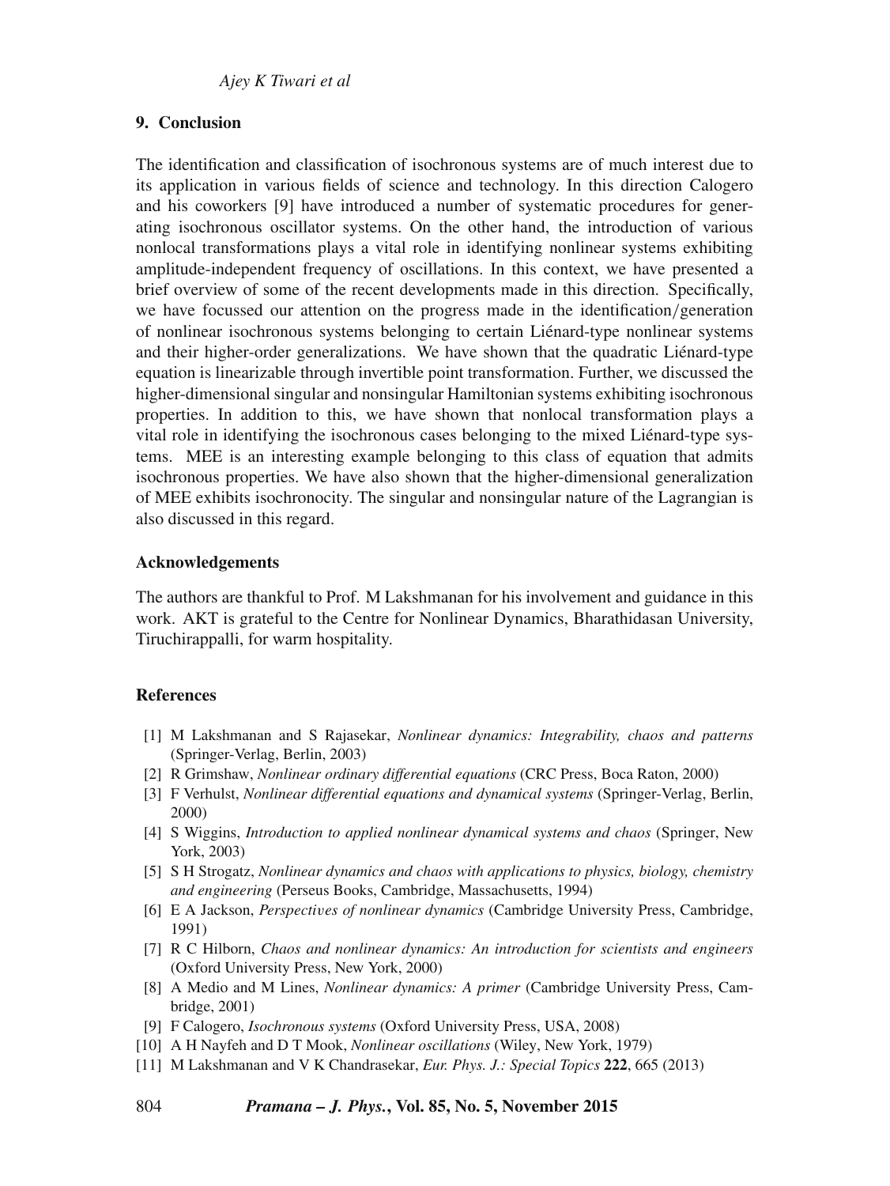## 9. Conclusion

The identification and classification of isochronous systems are of much interest due to its application in various fields of science and technology. In this direction Calogero and his coworkers [9] have introduced a number of systematic procedures for generating isochronous oscillator systems. On the other hand, the introduction of various nonlocal transformations plays a vital role in identifying nonlinear systems exhibiting amplitude-independent frequency of oscillations. In this context, we have presented a brief overview of some of the recent developments made in this direction. Specifically, we have focussed our attention on the progress made in the identification/generation of nonlinear isochronous systems belonging to certain Liénard-type nonlinear systems and their higher-order generalizations. We have shown that the quadratic Liénard-type equation is linearizable through invertible point transformation. Further, we discussed the higher-dimensional singular and nonsingular Hamiltonian systems exhibiting isochronous properties. In addition to this, we have shown that nonlocal transformation plays a vital role in identifying the isochronous cases belonging to the mixed Liénard-type systems. MEE is an interesting example belonging to this class of equation that admits isochronous properties. We have also shown that the higher-dimensional generalization of MEE exhibits isochronocity. The singular and nonsingular nature of the Lagrangian is also discussed in this regard.

### Acknowledgements

The authors are thankful to Prof. M Lakshmanan for his involvement and guidance in this work. AKT is grateful to the Centre for Nonlinear Dynamics, Bharathidasan University, Tiruchirappalli, for warm hospitality.

### References

[1] M Lakshmanan and S Rajasekar, *Nonlinear dynamics: Integrability, chaos and patterns* (Springer-Verlag, Berlin, 2003)

[2] R Grimshaw, *Nonlinear ordinary differential equations* (CRC Press, Boca Raton, 2000)

[3] F Verhulst, *Nonlinear differential equations and dynamical systems* (Springer-Verlag, Berlin, 2000)

[4] S Wiggins, *Introduction to applied nonlinear dynamical systems and chaos* (Springer, New York, 2003)

[5] S H Strogatz, *Nonlinear dynamics and chaos with applications to physics, biology, chemistry and engineering* (Perseus Books, Cambridge, Massachusetts, 1994)

[6] E A Jackson, *Perspectives of nonlinear dynamics* (Cambridge University Press, Cambridge, 1991)

[7] R C Hilborn, *Chaos and nonlinear dynamics: An introduction for scientists and engineers* (Oxford University Press, New York, 2000)

[8] A Medio and M Lines, *Nonlinear dynamics: A primer* (Cambridge University Press, Cambridge, 2001)

[9] F Calogero, *Isochronous systems* (Oxford University Press, USA, 2008)

[10] A H Nayfeh and D T Mook, *Nonlinear oscillations* (Wiley, New York, 1979)

[11] M Lakshmanan and V K Chandrasekar, *Eur. Phys. J.: Special Topics* **222**, 665 (2013)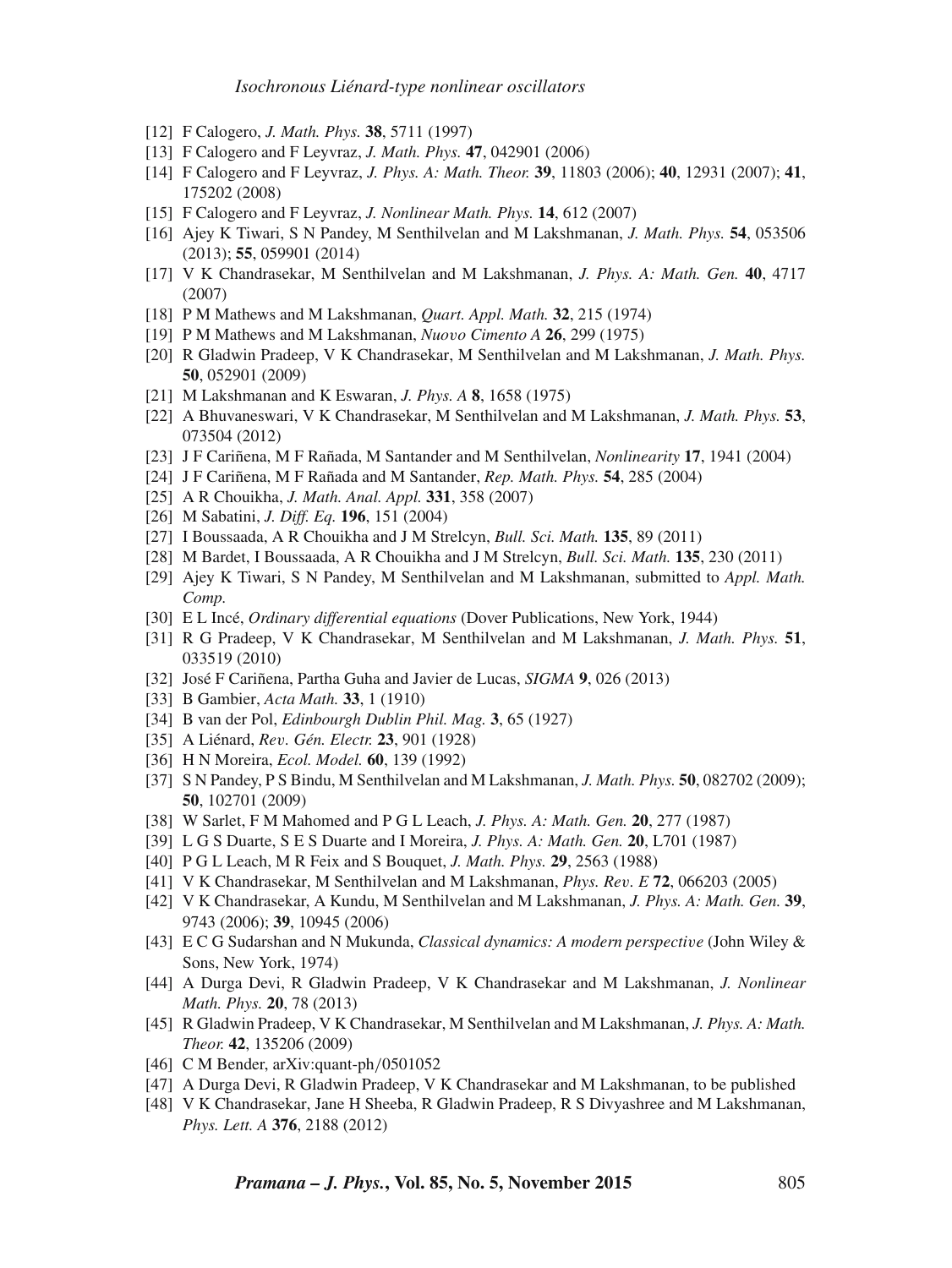[12] F Calogero, *J. Math. Phys.* **38**, 5711 (1997)

[13] F Calogero and F Leyvraz, *J. Math. Phys.* **47**, 042901 (2006)

[14] F Calogero and F Leyvraz, *J. Phys. A: Math. Theor.* **39**, 11803 (2006); **40**, 12931 (2007); **41**, 175202 (2008)

[15] F Calogero and F Leyvraz, *J. Nonlinear Math. Phys.* **14**, 612 (2007)

[16] Ajey K Tiwari, S N Pandey, M Senthilvelan and M Lakshmanan, *J. Math. Phys.* **54**, 053506 (2013); **55**, 059901 (2014)

[17] V K Chandrasekar, M Senthilvelan and M Lakshmanan, *J. Phys. A: Math. Gen.* **40**, 4717 (2007)

[18] P M Mathews and M Lakshmanan, *Quart. Appl. Math.* **32**, 215 (1974)

[19] P M Mathews and M Lakshmanan, *Nuovo Cimento A* **26**, 299 (1975)

[20] R Gladwin Pradeep, V K Chandrasekar, M Senthilvelan and M Lakshmanan, *J. Math. Phys.* **50**, 052901 (2009)

[21] M Lakshmanan and K Eswaran, *J. Phys. A* **8**, 1658 (1975)

[22] A Bhuvaneswari, V K Chandrasekar, M Senthilvelan and M Lakshmanan, *J. Math. Phys.* **53**, 073504 (2012)

[23] J F Cariñena, M F Rañada, M Santander and M Senthilvelan, *Nonlinearity* **17**, 1941 (2004)

[24] J F Cariñena, M F Rañada and M Santander, *Rep. Math. Phys.* **54**, 285 (2004)

[25] A R Chouikha, *J. Math. Anal. Appl.* **331**, 358 (2007)

[26] M Sabatini, *J. Diff. Eq.* **196**, 151 (2004)

[27] I Boussaada, A R Chouikha and J M Strelcyn, *Bull. Sci. Math.* **135**, 89 (2011)

[28] M Bardet, I Boussaada, A R Chouikha and J M Strelcyn, *Bull. Sci. Math.* **135**, 230 (2011)

[29] Ajey K Tiwari, S N Pandey, M Senthilvelan and M Lakshmanan, submitted to *Appl. Math. Comp.*

[30] E L Incé, *Ordinary differential equations* (Dover Publications, New York, 1944)

[31] R G Pradeep, V K Chandrasekar, M Senthilvelan and M Lakshmanan, *J. Math. Phys.* **51**, 033519 (2010)

[32] José F Cariñena, Partha Guha and Javier de Lucas, *SIGMA* **9**, 026 (2013)

[33] B Gambier, *Acta Math.* **33**, 1 (1910)

[34] B van der Pol, *Edinbourgh Dublin Phil. Mag.* **3**, 65 (1927)

[35] A Liénard, *Rev. Gén. Electr.* **23**, 901 (1928)

[36] H N Moreira, *Ecol. Model.* **60**, 139 (1992)

[37] S N Pandey, P S Bindu, M Senthilvelan and M Lakshmanan, *J. Math. Phys.* **50**, 082702 (2009); **50**, 102701 (2009)

[38] W Sarlet, F M Mahomed and P G L Leach, *J. Phys. A: Math. Gen.* **20**, 277 (1987)

[39] L G S Duarte, S E S Duarte and I Moreira, *J. Phys. A: Math. Gen.* **20**, L701 (1987)

[40] P G L Leach, M R Feix and S Bouquet, *J. Math. Phys.* **29**, 2563 (1988)

[41] V K Chandrasekar, M Senthilvelan and M Lakshmanan, *Phys. Rev. E* **72**, 066203 (2005)

[42] V K Chandrasekar, A Kundu, M Senthilvelan and M Lakshmanan, *J. Phys. A: Math. Gen.* **39**, 9743 (2006); **39**, 10945 (2006)

[43] E C G Sudarshan and N Mukunda, *Classical dynamics: A modern perspective* (John Wiley & Sons, New York, 1974)

[44] A Durga Devi, R Gladwin Pradeep, V K Chandrasekar and M Lakshmanan, *J. Nonlinear Math. Phys.* **20**, 78 (2013)

[45] R Gladwin Pradeep, V K Chandrasekar, M Senthilvelan and M Lakshmanan, *J. Phys. A: Math. Theor.* **42**, 135206 (2009)

[46] C M Bender, arXiv:quant-ph/0501052

[47] A Durga Devi, R Gladwin Pradeep, V K Chandrasekar and M Lakshmanan, to be published

[48] V K Chandrasekar, Jane H Sheeba, R Gladwin Pradeep, R S Divyashree and M Lakshmanan, *Phys. Lett. A* **376**, 2188 (2012)